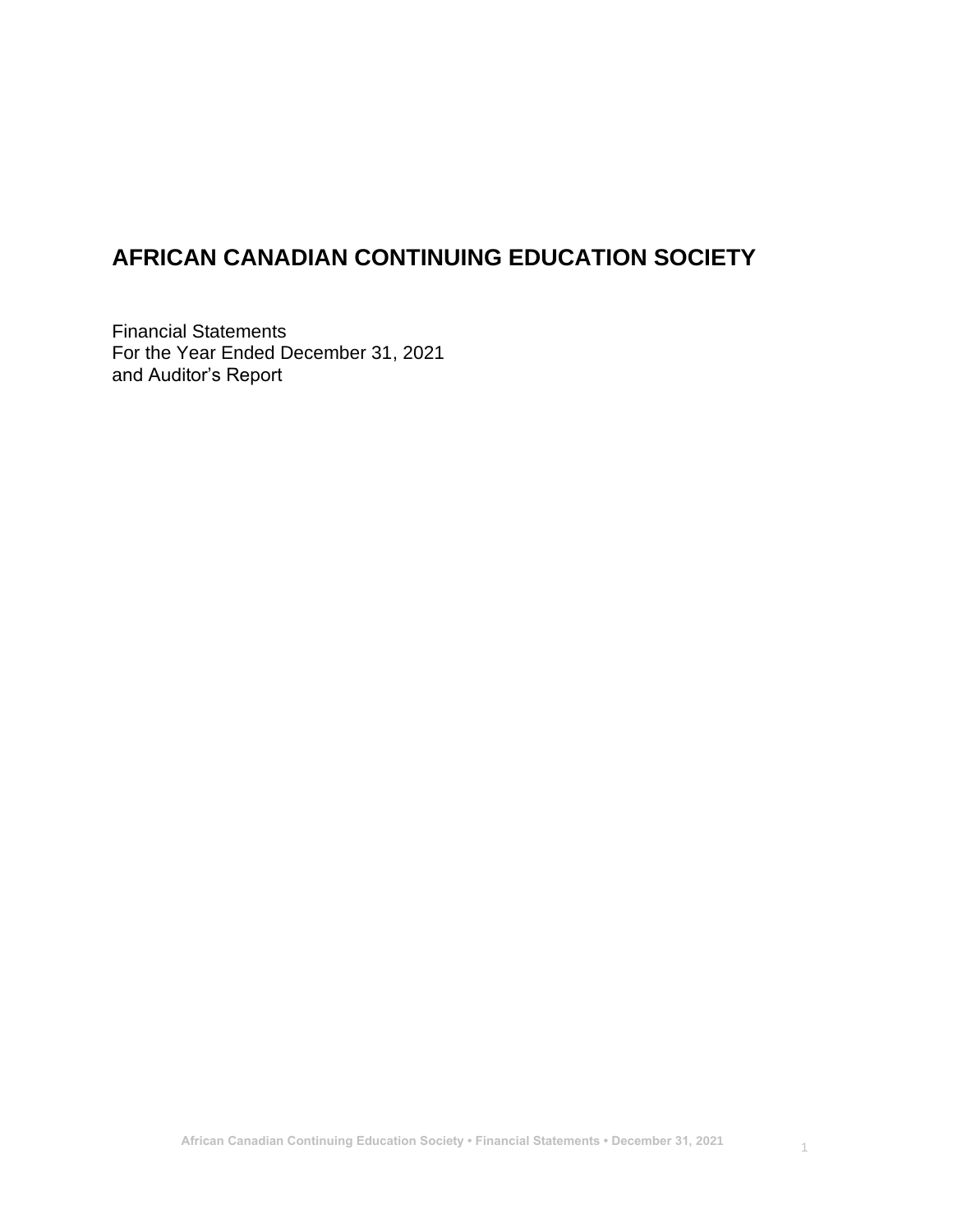# AFRICAN CANADIAN CONTINUING EDUCATION SOCIETY

Financial Statements
For the Year Ended December 31, 2021
and Auditor's Report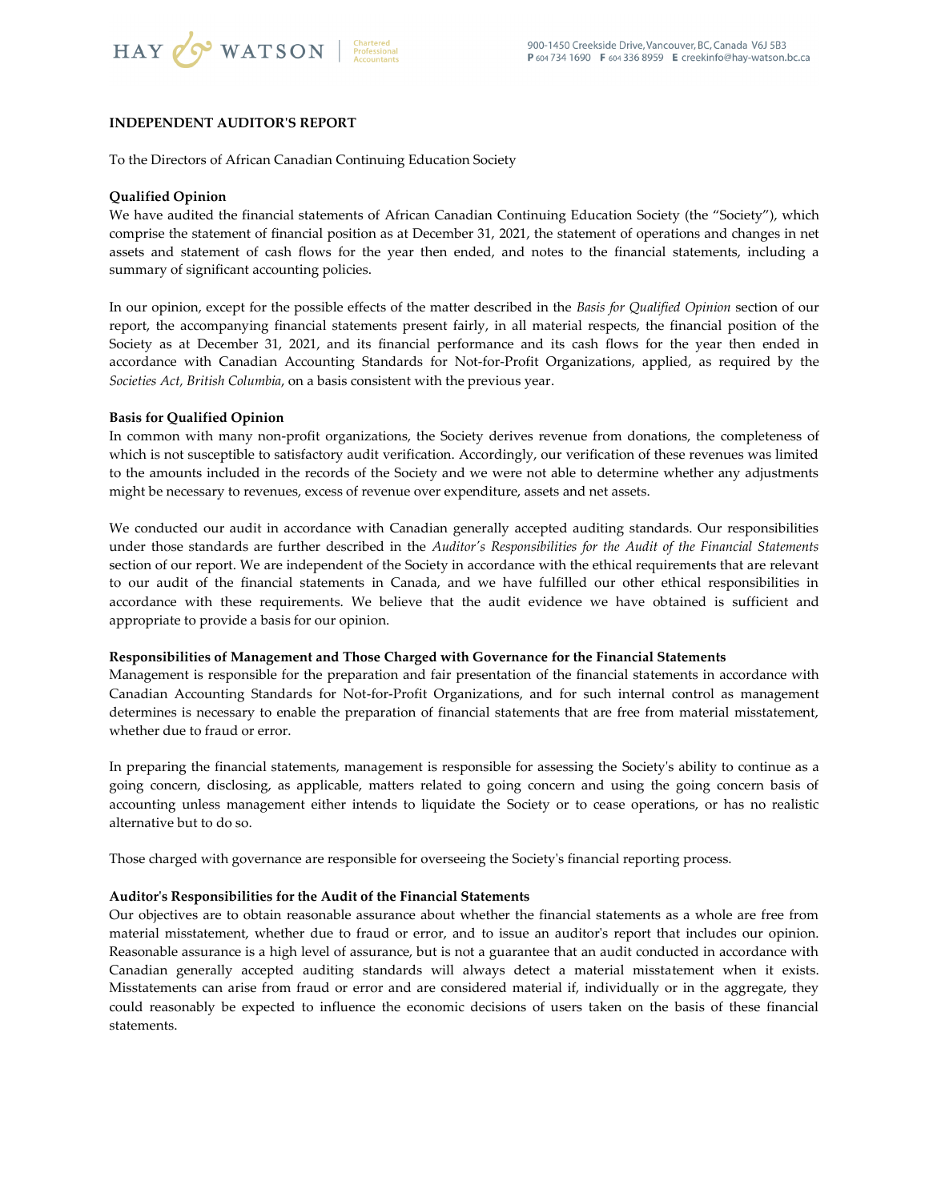HAY & WATSON | Chartered Professional Accountants

900-1450 Creekside Drive, Vancouver, BC, Canada V6J 5B3
P 604 734 1690 F 604 336 8959 E creekinfo@hay-watson.bc.ca

## INDEPENDENT AUDITOR'S REPORT

To the Directors of African Canadian Continuing Education Society

### Qualified Opinion

We have audited the financial statements of African Canadian Continuing Education Society (the "Society"), which comprise the statement of financial position as at December 31, 2021, the statement of operations and changes in net assets and statement of cash flows for the year then ended, and notes to the financial statements, including a summary of significant accounting policies.

In our opinion, except for the possible effects of the matter described in the *Basis for Qualified Opinion* section of our report, the accompanying financial statements present fairly, in all material respects, the financial position of the Society as at December 31, 2021, and its financial performance and its cash flows for the year then ended in accordance with Canadian Accounting Standards for Not-for-Profit Organizations, applied, as required by the *Societies Act, British Columbia*, on a basis consistent with the previous year.

### Basis for Qualified Opinion

In common with many non-profit organizations, the Society derives revenue from donations, the completeness of which is not susceptible to satisfactory audit verification. Accordingly, our verification of these revenues was limited to the amounts included in the records of the Society and we were not able to determine whether any adjustments might be necessary to revenues, excess of revenue over expenditure, assets and net assets.

We conducted our audit in accordance with Canadian generally accepted auditing standards. Our responsibilities under those standards are further described in the *Auditor's Responsibilities for the Audit of the Financial Statements* section of our report. We are independent of the Society in accordance with the ethical requirements that are relevant to our audit of the financial statements in Canada, and we have fulfilled our other ethical responsibilities in accordance with these requirements. We believe that the audit evidence we have obtained is sufficient and appropriate to provide a basis for our opinion.

### Responsibilities of Management and Those Charged with Governance for the Financial Statements

Management is responsible for the preparation and fair presentation of the financial statements in accordance with Canadian Accounting Standards for Not-for-Profit Organizations, and for such internal control as management determines is necessary to enable the preparation of financial statements that are free from material misstatement, whether due to fraud or error.

In preparing the financial statements, management is responsible for assessing the Society's ability to continue as a going concern, disclosing, as applicable, matters related to going concern and using the going concern basis of accounting unless management either intends to liquidate the Society or to cease operations, or has no realistic alternative but to do so.

Those charged with governance are responsible for overseeing the Society's financial reporting process.

### Auditor's Responsibilities for the Audit of the Financial Statements

Our objectives are to obtain reasonable assurance about whether the financial statements as a whole are free from material misstatement, whether due to fraud or error, and to issue an auditor's report that includes our opinion. Reasonable assurance is a high level of assurance, but is not a guarantee that an audit conducted in accordance with Canadian generally accepted auditing standards will always detect a material misstatement when it exists. Misstatements can arise from fraud or error and are considered material if, individually or in the aggregate, they could reasonably be expected to influence the economic decisions of users taken on the basis of these financial statements.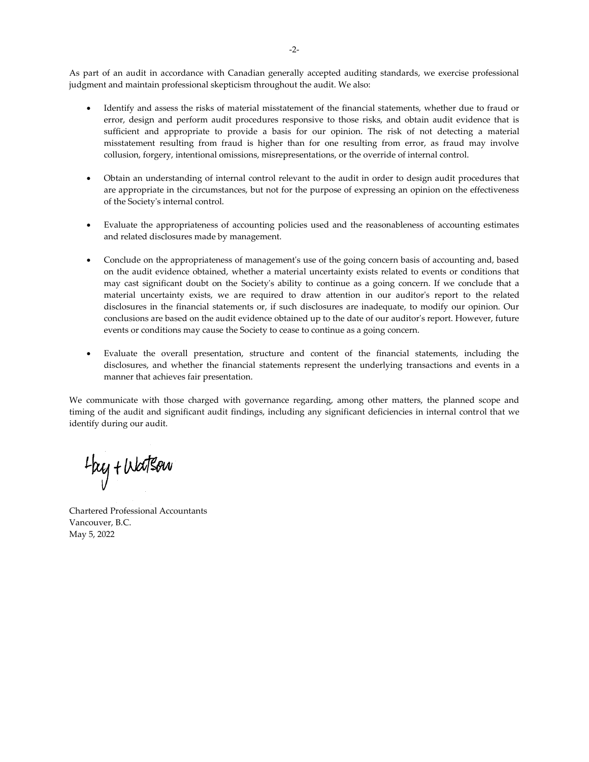As part of an audit in accordance with Canadian generally accepted auditing standards, we exercise professional judgment and maintain professional skepticism throughout the audit. We also:

- Identify and assess the risks of material misstatement of the financial statements, whether due to fraud or error, design and perform audit procedures responsive to those risks, and obtain audit evidence that is sufficient and appropriate to provide a basis for our opinion. The risk of not detecting a material misstatement resulting from fraud is higher than for one resulting from error, as fraud may involve collusion, forgery, intentional omissions, misrepresentations, or the override of internal control.

- Obtain an understanding of internal control relevant to the audit in order to design audit procedures that are appropriate in the circumstances, but not for the purpose of expressing an opinion on the effectiveness of the Society's internal control.

- Evaluate the appropriateness of accounting policies used and the reasonableness of accounting estimates and related disclosures made by management.

- Conclude on the appropriateness of management's use of the going concern basis of accounting and, based on the audit evidence obtained, whether a material uncertainty exists related to events or conditions that may cast significant doubt on the Society's ability to continue as a going concern. If we conclude that a material uncertainty exists, we are required to draw attention in our auditor's report to the related disclosures in the financial statements or, if such disclosures are inadequate, to modify our opinion. Our conclusions are based on the audit evidence obtained up to the date of our auditor's report. However, future events or conditions may cause the Society to cease to continue as a going concern.

- Evaluate the overall presentation, structure and content of the financial statements, including the disclosures, and whether the financial statements represent the underlying transactions and events in a manner that achieves fair presentation.

We communicate with those charged with governance regarding, among other matters, the planned scope and timing of the audit and significant audit findings, including any significant deficiencies in internal control that we identify during our audit.

Hay + Watson

Chartered Professional Accountants
Vancouver, B.C.
May 5, 2022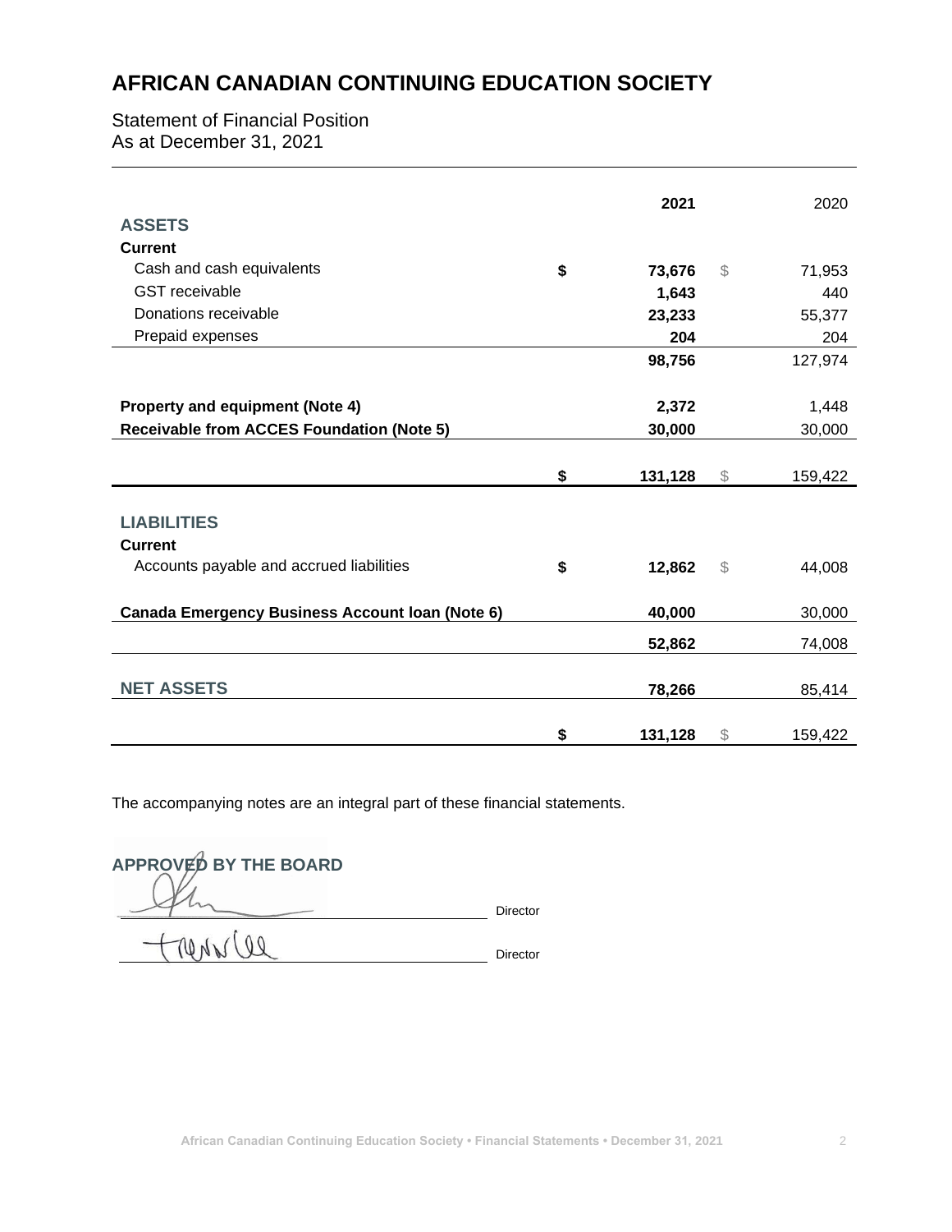# AFRICAN CANADIAN CONTINUING EDUCATION SOCIETY

Statement of Financial Position
As at December 31, 2021

| | | **2021** | | 2020 |
|---|---|---|---|---|
| **ASSETS** | | | | |
| **Current** | | | | |
| Cash and cash equivalents | **$** | **73,676** | $ | 71,953 |
| GST receivable | | **1,643** | | 440 |
| Donations receivable | | **23,233** | | 55,377 |
| Prepaid expenses | | **204** | | 204 |
| | | **98,756** | | 127,974 |
| **Property and equipment (Note 4)** | | **2,372** | | 1,448 |
| **Receivable from ACCES Foundation (Note 5)** | | **30,000** | | 30,000 |
| | **$** | **131,128** | $ | 159,422 |
| **LIABILITIES** | | | | |
| **Current** | | | | |
| Accounts payable and accrued liabilities | **$** | **12,862** | $ | 44,008 |
| **Canada Emergency Business Account loan (Note 6)** | | **40,000** | | 30,000 |
| | | **52,862** | | 74,008 |
| **NET ASSETS** | | **78,266** | | 85,414 |
| | **$** | **131,128** | $ | 159,422 |

The accompanying notes are an integral part of these financial statements.

**APPROVED BY THE BOARD**

_______________________ Director

_______________________ Director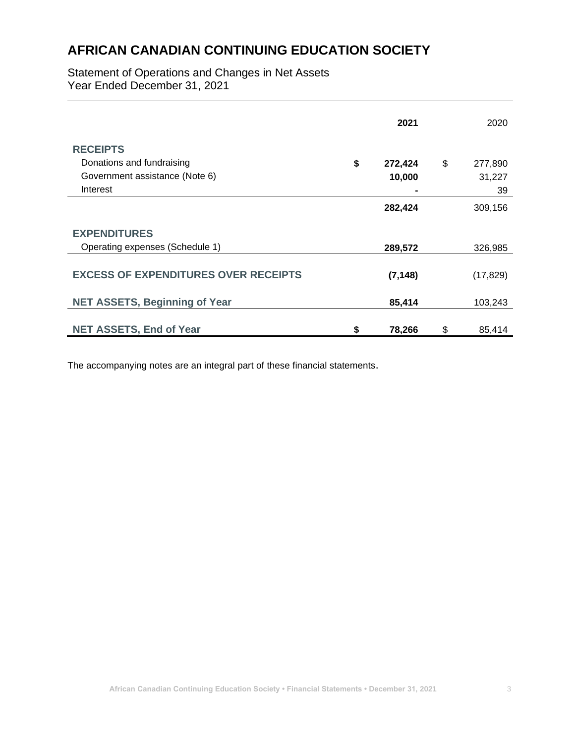# AFRICAN CANADIAN CONTINUING EDUCATION SOCIETY

Statement of Operations and Changes in Net Assets
Year Ended December 31, 2021

| | 2021 | 2020 |
|---|---|---|
| **RECEIPTS** | | |
| Donations and fundraising | $ 272,424 | $ 277,890 |
| Government assistance (Note 6) | 10,000 | 31,227 |
| Interest | - | 39 |
| | 282,424 | 309,156 |
| **EXPENDITURES** | | |
| Operating expenses (Schedule 1) | 289,572 | 326,985 |
| **EXCESS OF EXPENDITURES OVER RECEIPTS** | (7,148) | (17,829) |
| **NET ASSETS, Beginning of Year** | 85,414 | 103,243 |
| **NET ASSETS, End of Year** | $ 78,266 | $ 85,414 |

The accompanying notes are an integral part of these financial statements.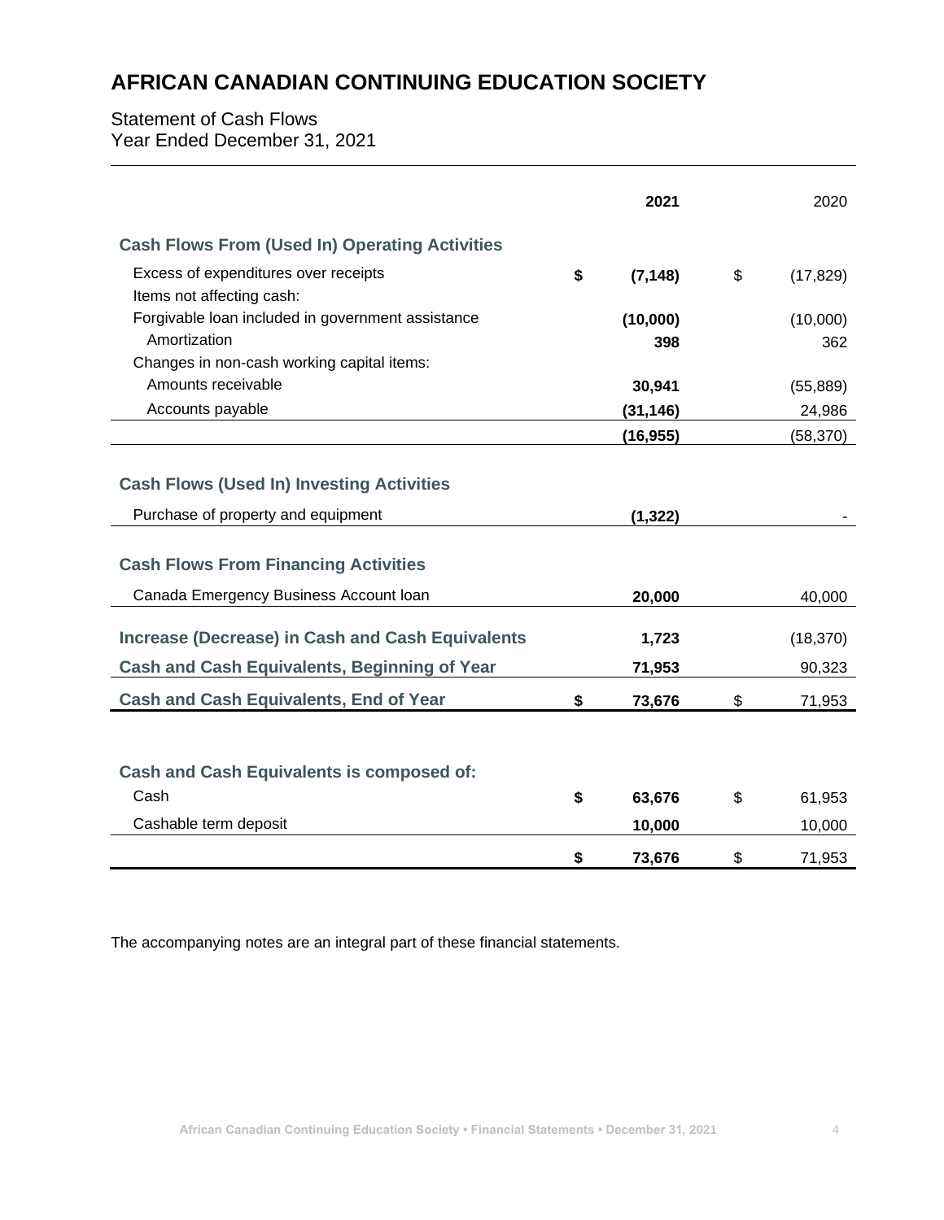# AFRICAN CANADIAN CONTINUING EDUCATION SOCIETY

Statement of Cash Flows
Year Ended December 31, 2021

| | **2021** | 2020 |
|---|---|---|
| **Cash Flows From (Used In) Operating Activities** | | |
| Excess of expenditures over receipts | **$ (7,148)** | $ (17,829) |
| Items not affecting cash: | | |
| Forgivable loan included in government assistance | **(10,000)** | (10,000) |
| Amortization | **398** | 362 |
| Changes in non-cash working capital items: | | |
| Amounts receivable | **30,941** | (55,889) |
| Accounts payable | **(31,146)** | 24,986 |
| | **(16,955)** | (58,370) |
| **Cash Flows (Used In) Investing Activities** | | |
| Purchase of property and equipment | **(1,322)** | - |
| **Cash Flows From Financing Activities** | | |
| Canada Emergency Business Account loan | **20,000** | 40,000 |
| **Increase (Decrease) in Cash and Cash Equivalents** | **1,723** | (18,370) |
| **Cash and Cash Equivalents, Beginning of Year** | **71,953** | 90,323 |
| **Cash and Cash Equivalents, End of Year** | **$ 73,676** | $ 71,953 |

| **Cash and Cash Equivalents is composed of:** | | |
|---|---|---|
| Cash | **$ 63,676** | $ 61,953 |
| Cashable term deposit | **10,000** | 10,000 |
| | **$ 73,676** | $ 71,953 |

The accompanying notes are an integral part of these financial statements.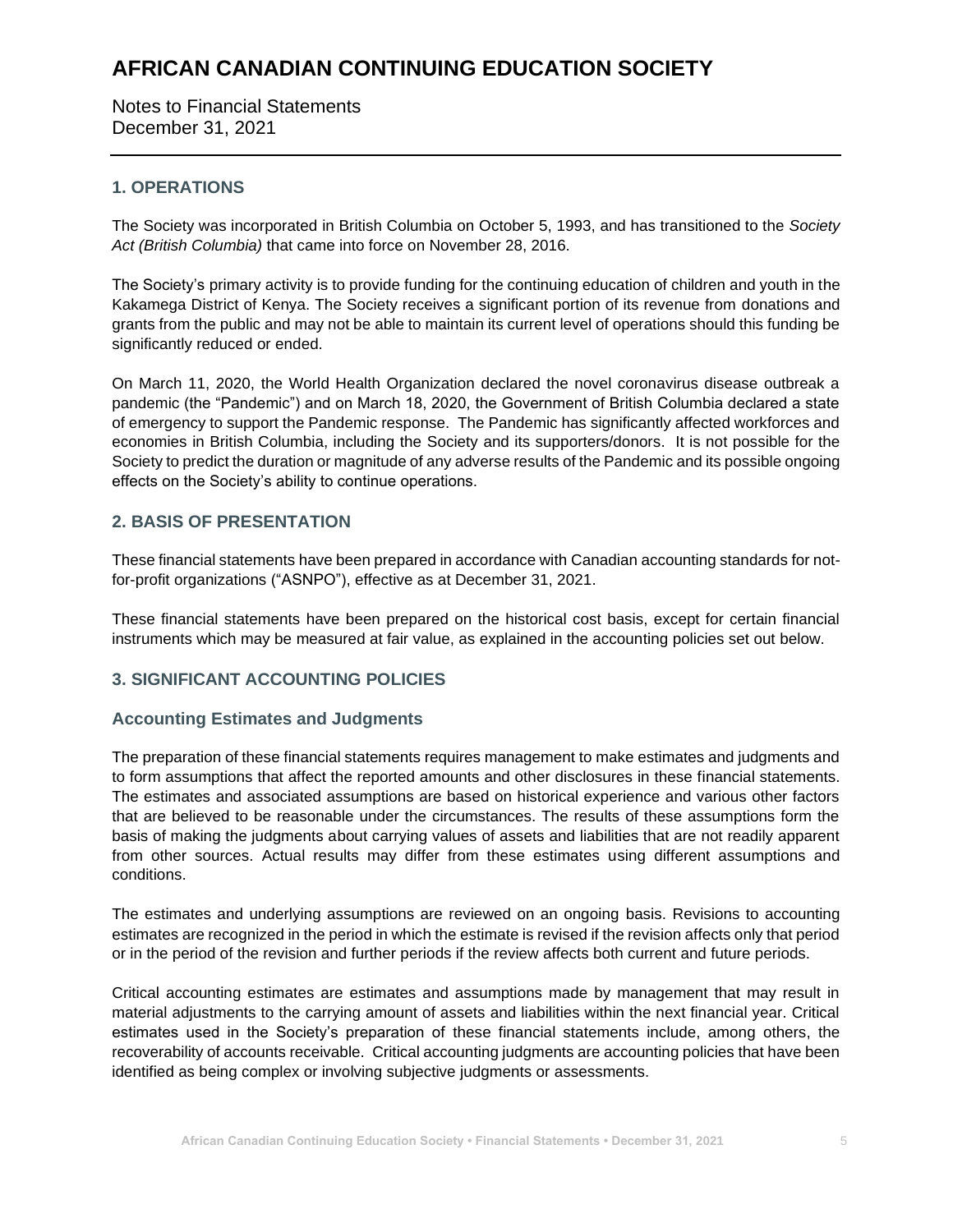# AFRICAN CANADIAN CONTINUING EDUCATION SOCIETY

Notes to Financial Statements
December 31, 2021

## 1. OPERATIONS

The Society was incorporated in British Columbia on October 5, 1993, and has transitioned to the *Society Act (British Columbia)* that came into force on November 28, 2016.

The Society's primary activity is to provide funding for the continuing education of children and youth in the Kakamega District of Kenya. The Society receives a significant portion of its revenue from donations and grants from the public and may not be able to maintain its current level of operations should this funding be significantly reduced or ended.

On March 11, 2020, the World Health Organization declared the novel coronavirus disease outbreak a pandemic (the "Pandemic") and on March 18, 2020, the Government of British Columbia declared a state of emergency to support the Pandemic response. The Pandemic has significantly affected workforces and economies in British Columbia, including the Society and its supporters/donors. It is not possible for the Society to predict the duration or magnitude of any adverse results of the Pandemic and its possible ongoing effects on the Society's ability to continue operations.

## 2. BASIS OF PRESENTATION

These financial statements have been prepared in accordance with Canadian accounting standards for not-for-profit organizations ("ASNPO"), effective as at December 31, 2021.

These financial statements have been prepared on the historical cost basis, except for certain financial instruments which may be measured at fair value, as explained in the accounting policies set out below.

## 3. SIGNIFICANT ACCOUNTING POLICIES

### Accounting Estimates and Judgments

The preparation of these financial statements requires management to make estimates and judgments and to form assumptions that affect the reported amounts and other disclosures in these financial statements. The estimates and associated assumptions are based on historical experience and various other factors that are believed to be reasonable under the circumstances. The results of these assumptions form the basis of making the judgments about carrying values of assets and liabilities that are not readily apparent from other sources. Actual results may differ from these estimates using different assumptions and conditions.

The estimates and underlying assumptions are reviewed on an ongoing basis. Revisions to accounting estimates are recognized in the period in which the estimate is revised if the revision affects only that period or in the period of the revision and further periods if the review affects both current and future periods.

Critical accounting estimates are estimates and assumptions made by management that may result in material adjustments to the carrying amount of assets and liabilities within the next financial year. Critical estimates used in the Society's preparation of these financial statements include, among others, the recoverability of accounts receivable. Critical accounting judgments are accounting policies that have been identified as being complex or involving subjective judgments or assessments.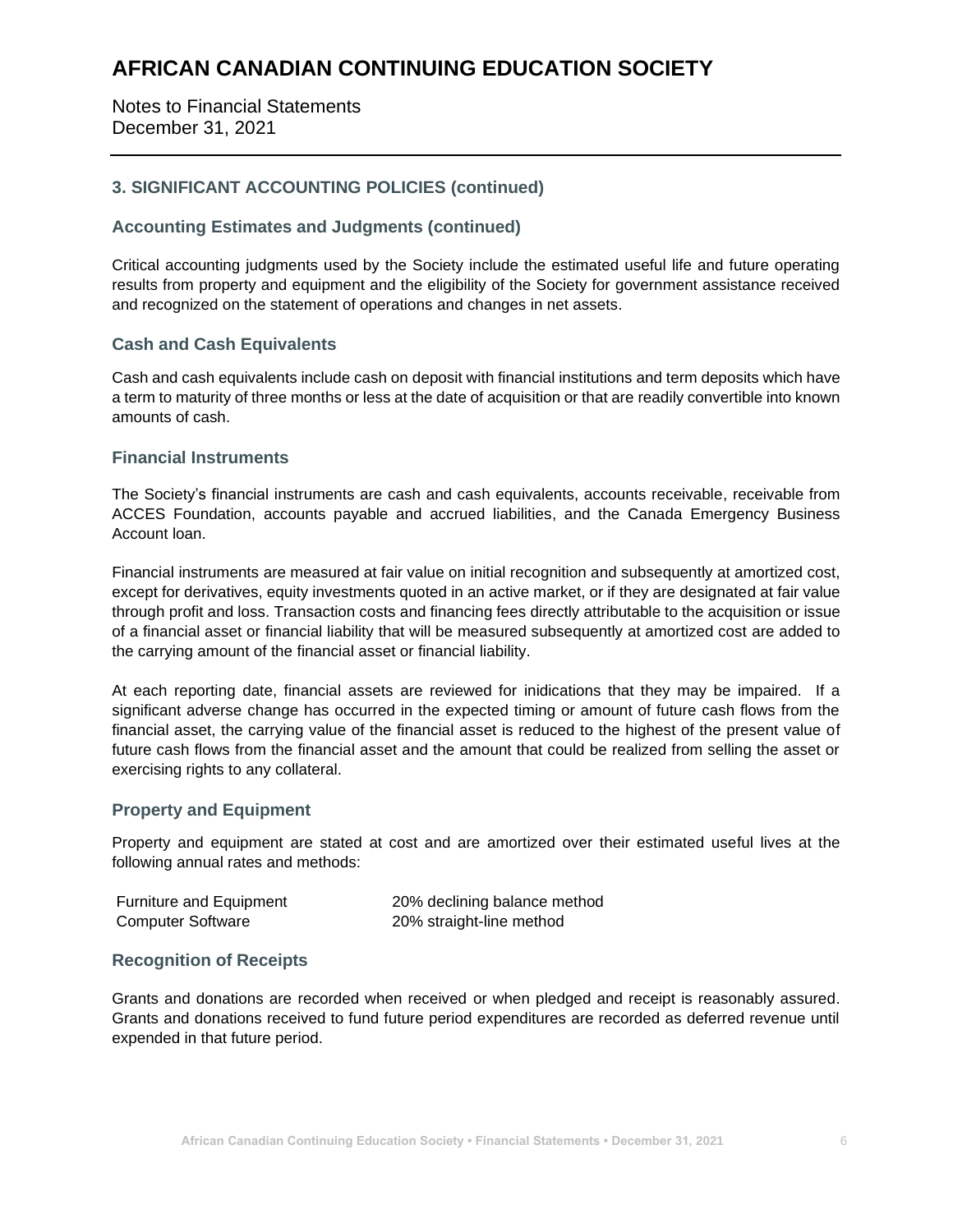# AFRICAN CANADIAN CONTINUING EDUCATION SOCIETY

Notes to Financial Statements
December 31, 2021

## 3. SIGNIFICANT ACCOUNTING POLICIES (continued)

### Accounting Estimates and Judgments (continued)

Critical accounting judgments used by the Society include the estimated useful life and future operating results from property and equipment and the eligibility of the Society for government assistance received and recognized on the statement of operations and changes in net assets.

### Cash and Cash Equivalents

Cash and cash equivalents include cash on deposit with financial institutions and term deposits which have a term to maturity of three months or less at the date of acquisition or that are readily convertible into known amounts of cash.

### Financial Instruments

The Society's financial instruments are cash and cash equivalents, accounts receivable, receivable from ACCES Foundation, accounts payable and accrued liabilities, and the Canada Emergency Business Account loan.

Financial instruments are measured at fair value on initial recognition and subsequently at amortized cost, except for derivatives, equity investments quoted in an active market, or if they are designated at fair value through profit and loss. Transaction costs and financing fees directly attributable to the acquisition or issue of a financial asset or financial liability that will be measured subsequently at amortized cost are added to the carrying amount of the financial asset or financial liability.

At each reporting date, financial assets are reviewed for inidications that they may be impaired. If a significant adverse change has occurred in the expected timing or amount of future cash flows from the financial asset, the carrying value of the financial asset is reduced to the highest of the present value of future cash flows from the financial asset and the amount that could be realized from selling the asset or exercising rights to any collateral.

### Property and Equipment

Property and equipment are stated at cost and are amortized over their estimated useful lives at the following annual rates and methods:

| | |
|---|---|
| Furniture and Equipment | 20% declining balance method |
| Computer Software | 20% straight-line method |

### Recognition of Receipts

Grants and donations are recorded when received or when pledged and receipt is reasonably assured. Grants and donations received to fund future period expenditures are recorded as deferred revenue until expended in that future period.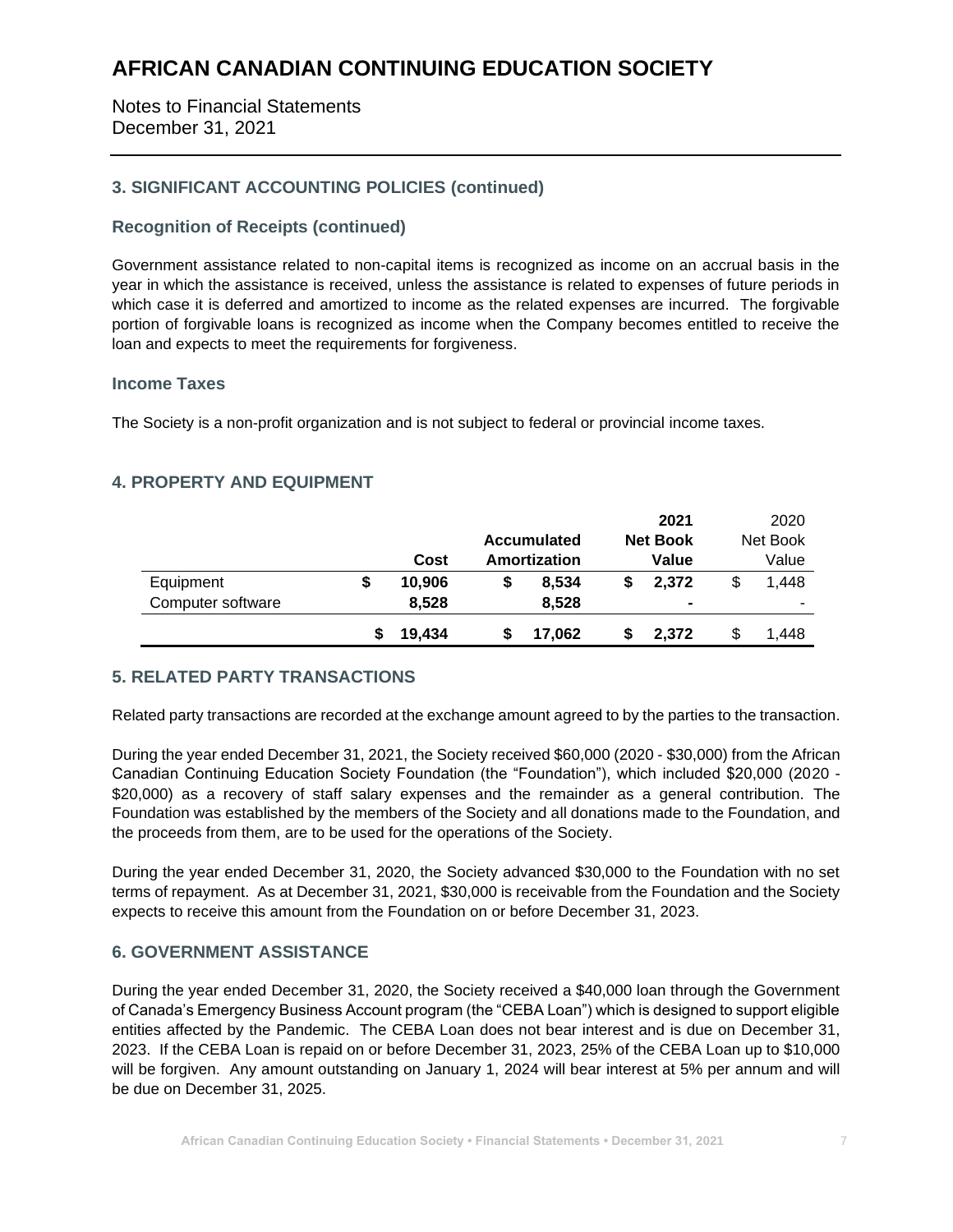# AFRICAN CANADIAN CONTINUING EDUCATION SOCIETY

Notes to Financial Statements
December 31, 2021

## 3. SIGNIFICANT ACCOUNTING POLICIES (continued)

### Recognition of Receipts (continued)

Government assistance related to non-capital items is recognized as income on an accrual basis in the year in which the assistance is received, unless the assistance is related to expenses of future periods in which case it is deferred and amortized to income as the related expenses are incurred. The forgivable portion of forgivable loans is recognized as income when the Company becomes entitled to receive the loan and expects to meet the requirements for forgiveness.

### Income Taxes

The Society is a non-profit organization and is not subject to federal or provincial income taxes.

## 4. PROPERTY AND EQUIPMENT

| | Cost | Accumulated Amortization | 2021 Net Book Value | 2020 Net Book Value |
|---|---|---|---|---|
| Equipment | $ 10,906 | $ 8,534 | $ 2,372 | $ 1,448 |
| Computer software | 8,528 | 8,528 | - | - |
| | $ 19,434 | $ 17,062 | $ 2,372 | $ 1,448 |

## 5. RELATED PARTY TRANSACTIONS

Related party transactions are recorded at the exchange amount agreed to by the parties to the transaction.

During the year ended December 31, 2021, the Society received $60,000 (2020 - $30,000) from the African Canadian Continuing Education Society Foundation (the "Foundation"), which included $20,000 (2020 - $20,000) as a recovery of staff salary expenses and the remainder as a general contribution. The Foundation was established by the members of the Society and all donations made to the Foundation, and the proceeds from them, are to be used for the operations of the Society.

During the year ended December 31, 2020, the Society advanced $30,000 to the Foundation with no set terms of repayment. As at December 31, 2021, $30,000 is receivable from the Foundation and the Society expects to receive this amount from the Foundation on or before December 31, 2023.

## 6. GOVERNMENT ASSISTANCE

During the year ended December 31, 2020, the Society received a $40,000 loan through the Government of Canada's Emergency Business Account program (the "CEBA Loan") which is designed to support eligible entities affected by the Pandemic. The CEBA Loan does not bear interest and is due on December 31, 2023. If the CEBA Loan is repaid on or before December 31, 2023, 25% of the CEBA Loan up to $10,000 will be forgiven. Any amount outstanding on January 1, 2024 will bear interest at 5% per annum and will be due on December 31, 2025.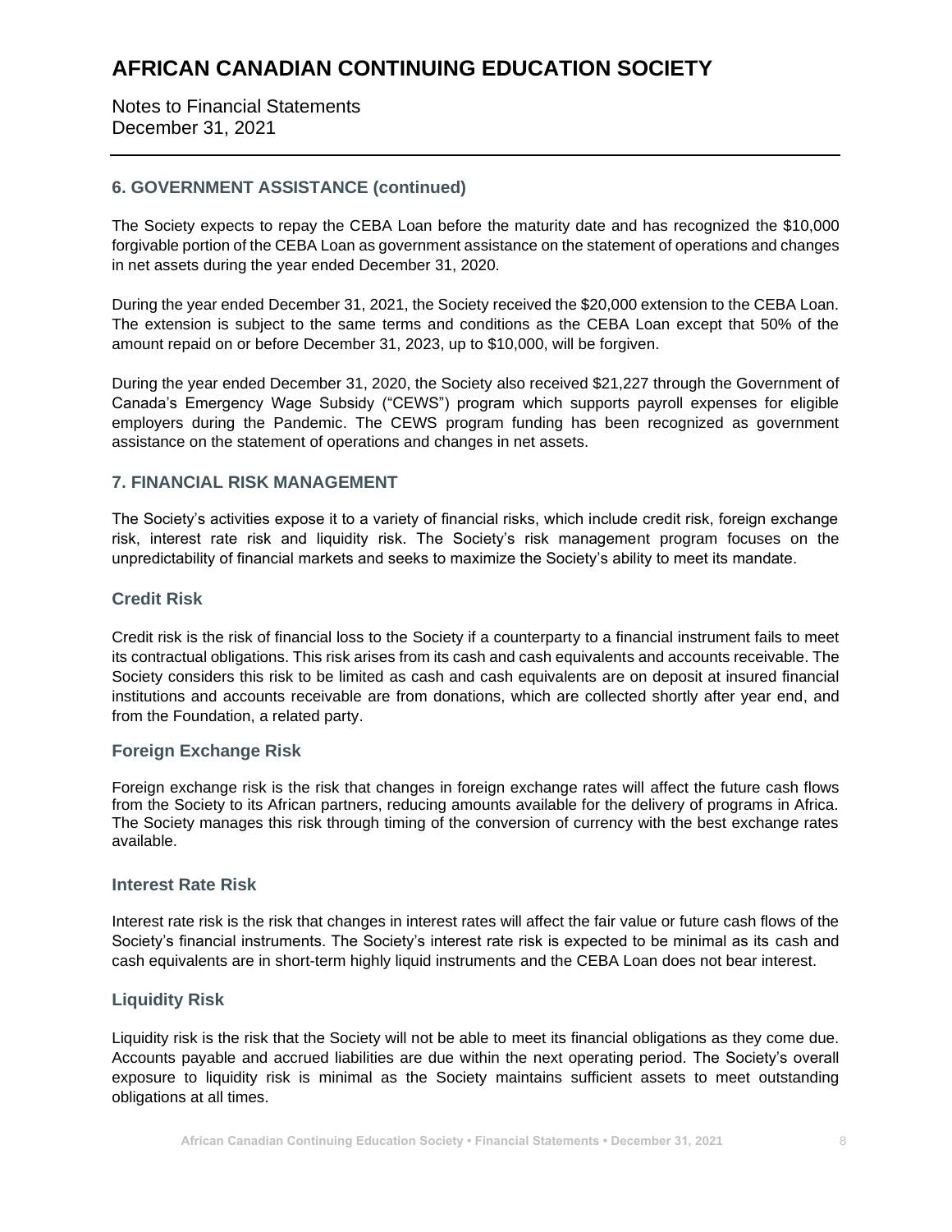## 6. GOVERNMENT ASSISTANCE (continued)

The Society expects to repay the CEBA Loan before the maturity date and has recognized the $10,000 forgivable portion of the CEBA Loan as government assistance on the statement of operations and changes in net assets during the year ended December 31, 2020.

During the year ended December 31, 2021, the Society received the $20,000 extension to the CEBA Loan. The extension is subject to the same terms and conditions as the CEBA Loan except that 50% of the amount repaid on or before December 31, 2023, up to $10,000, will be forgiven.

During the year ended December 31, 2020, the Society also received $21,227 through the Government of Canada's Emergency Wage Subsidy ("CEWS") program which supports payroll expenses for eligible employers during the Pandemic. The CEWS program funding has been recognized as government assistance on the statement of operations and changes in net assets.

## 7. FINANCIAL RISK MANAGEMENT

The Society's activities expose it to a variety of financial risks, which include credit risk, foreign exchange risk, interest rate risk and liquidity risk. The Society's risk management program focuses on the unpredictability of financial markets and seeks to maximize the Society's ability to meet its mandate.

### Credit Risk

Credit risk is the risk of financial loss to the Society if a counterparty to a financial instrument fails to meet its contractual obligations. This risk arises from its cash and cash equivalents and accounts receivable. The Society considers this risk to be limited as cash and cash equivalents are on deposit at insured financial institutions and accounts receivable are from donations, which are collected shortly after year end, and from the Foundation, a related party.

### Foreign Exchange Risk

Foreign exchange risk is the risk that changes in foreign exchange rates will affect the future cash flows from the Society to its African partners, reducing amounts available for the delivery of programs in Africa. The Society manages this risk through timing of the conversion of currency with the best exchange rates available.

### Interest Rate Risk

Interest rate risk is the risk that changes in interest rates will affect the fair value or future cash flows of the Society's financial instruments. The Society's interest rate risk is expected to be minimal as its cash and cash equivalents are in short-term highly liquid instruments and the CEBA Loan does not bear interest.

### Liquidity Risk

Liquidity risk is the risk that the Society will not be able to meet its financial obligations as they come due. Accounts payable and accrued liabilities are due within the next operating period. The Society's overall exposure to liquidity risk is minimal as the Society maintains sufficient assets to meet outstanding obligations at all times.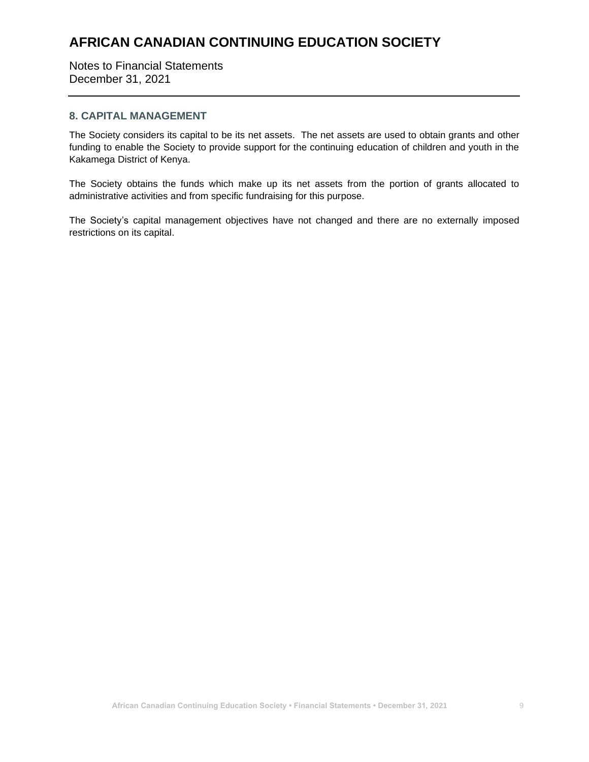# AFRICAN CANADIAN CONTINUING EDUCATION SOCIETY

Notes to Financial Statements
December 31, 2021

## 8. CAPITAL MANAGEMENT

The Society considers its capital to be its net assets. The net assets are used to obtain grants and other funding to enable the Society to provide support for the continuing education of children and youth in the Kakamega District of Kenya.

The Society obtains the funds which make up its net assets from the portion of grants allocated to administrative activities and from specific fundraising for this purpose.

The Society's capital management objectives have not changed and there are no externally imposed restrictions on its capital.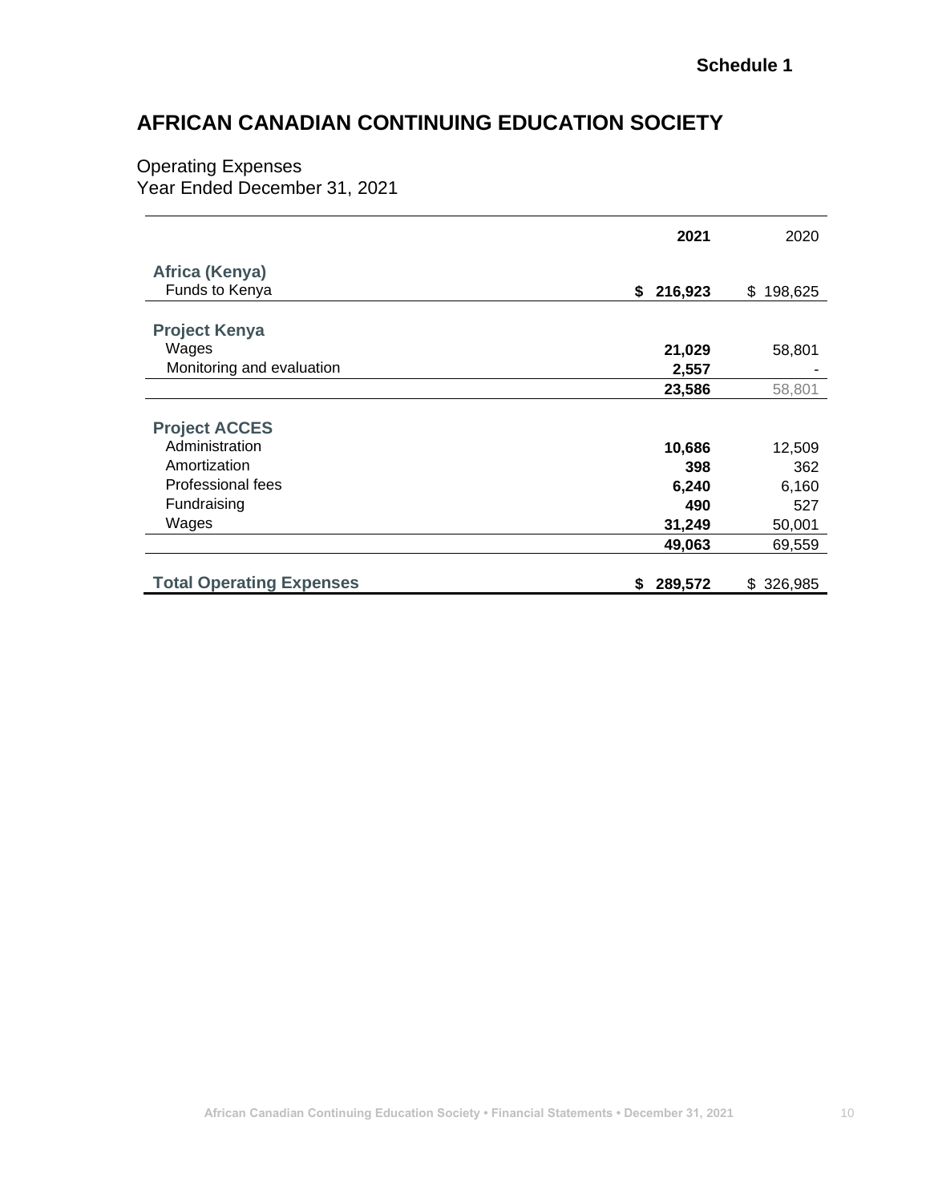**Schedule 1**

# AFRICAN CANADIAN CONTINUING EDUCATION SOCIETY

Operating Expenses
Year Ended December 31, 2021

| | **2021** | 2020 |
|---|---|---|
| **Africa (Kenya)** | | |
| Funds to Kenya | **$ 216,923** | $ 198,625 |
| **Project Kenya** | | |
| Wages | **21,029** | 58,801 |
| Monitoring and evaluation | **2,557** | - |
| | **23,586** | 58,801 |
| **Project ACCES** | | |
| Administration | **10,686** | 12,509 |
| Amortization | **398** | 362 |
| Professional fees | **6,240** | 6,160 |
| Fundraising | **490** | 527 |
| Wages | **31,249** | 50,001 |
| | **49,063** | 69,559 |
| **Total Operating Expenses** | **$ 289,572** | $ 326,985 |